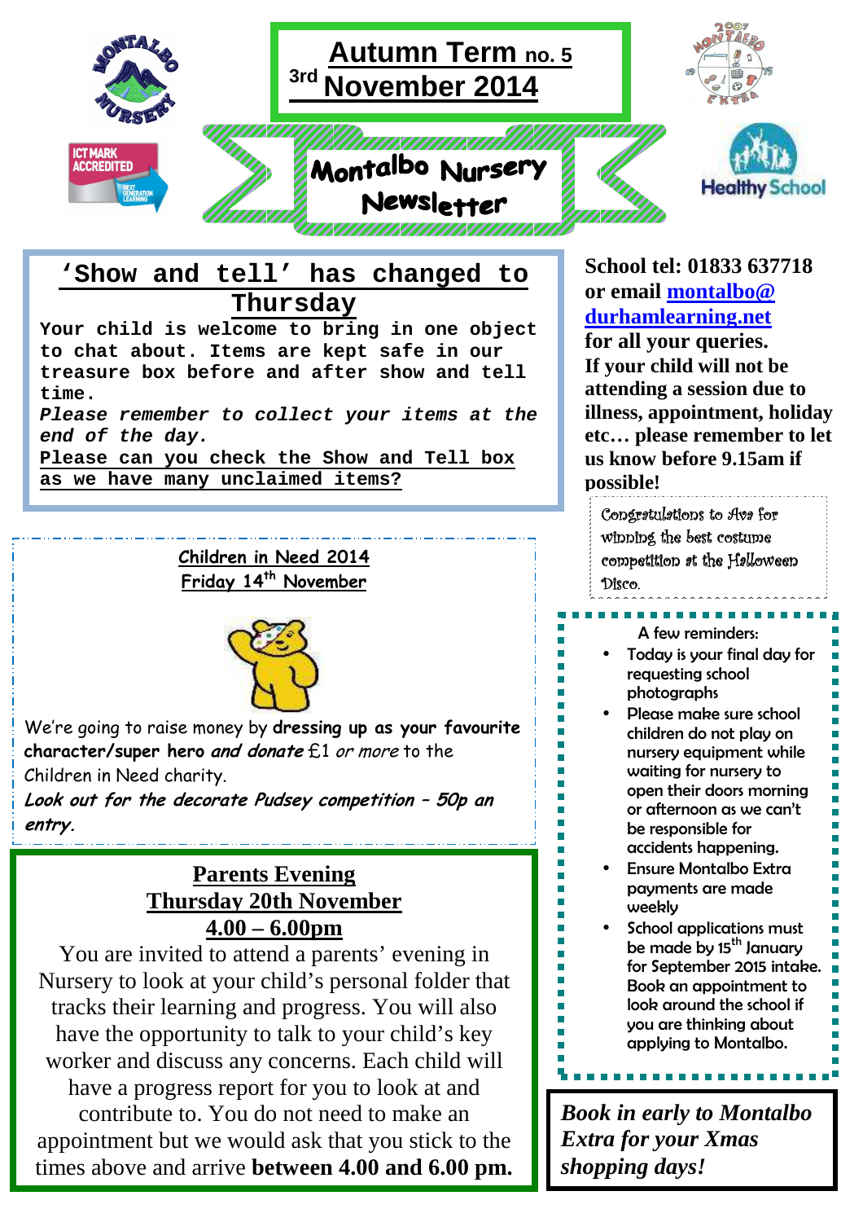# Autumn Term no. 5

## 3rd November 2014

# Montalbo Nursery Newsletter

## 'Show and tell' has changed to Thursday

Your child is welcome to bring in one object to chat about. Items are kept safe in our treasure box before and after show and tell time.

*Please remember to collect your items at the end of the day.*

Please can you check the Show and Tell box as we have many unclaimed items?

**School tel: 01833 637718 or email montalbo@durhamlearning.net for all your queries.**

**If your child will not be attending a session due to illness, appointment, holiday etc… please remember to let us know before 9.15am if possible!**

Congratulations to Ava for winning the best costume competition at the Halloween Disco.

## Children in Need 2014
## Friday 14th November

We're going to raise money by **dressing up as your favourite character/super hero** ***and donate*** £1 *or more* to the Children in Need charity.

***Look out for the decorate Pudsey competition – 50p an entry.***

A few reminders:

- Today is your final day for requesting school photographs
- Please make sure school children do not play on nursery equipment while waiting for nursery to open their doors morning or afternoon as we can't be responsible for accidents happening.
- Ensure Montalbo Extra payments are made weekly
- School applications must be made by 15th January for September 2015 intake. Book an appointment to look around the school if you are thinking about applying to Montalbo.

## Parents Evening
## Thursday 20th November
## 4.00 – 6.00pm

You are invited to attend a parents' evening in Nursery to look at your child's personal folder that tracks their learning and progress. You will also have the opportunity to talk to your child's key worker and discuss any concerns. Each child will have a progress report for you to look at and contribute to. You do not need to make an appointment but we would ask that you stick to the times above and arrive **between 4.00 and 6.00 pm.**

***Book in early to Montalbo Extra for your Xmas shopping days!***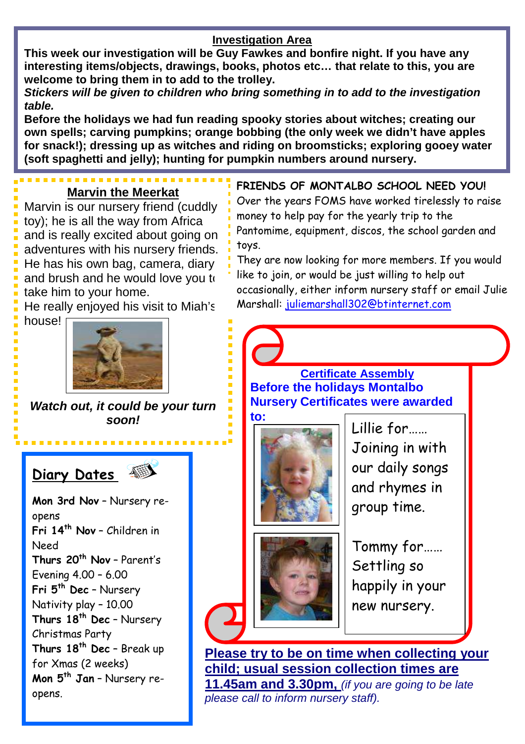## Investigation Area

**This week our investigation will be Guy Fawkes and bonfire night. If you have any interesting items/objects, drawings, books, photos etc… that relate to this, you are welcome to bring them in to add to the trolley.**

***Stickers will be given to children who bring something in to add to the investigation table.***

**Before the holidays we had fun reading spooky stories about witches; creating our own spells; carving pumpkins; orange bobbing (the only week we didn't have apples for snack!); dressing up as witches and riding on broomsticks; exploring gooey water (soft spaghetti and jelly); hunting for pumpkin numbers around nursery.**

## Marvin the Meerkat

Marvin is our nursery friend (cuddly toy); he is all the way from Africa and is really excited about going on adventures with his nursery friends. He has his own bag, camera, diary and brush and he would love you to take him to your home.

He really enjoyed his visit to Miah's house!

***Watch out, it could be your turn soon!***

## FRIENDS OF MONTALBO SCHOOL NEED YOU!

Over the years FOMS have worked tirelessly to raise money to help pay for the yearly trip to the Pantomime, equipment, discos, the school garden and toys.

They are now looking for more members. If you would like to join, or would be just willing to help out occasionally, either inform nursery staff or email Julie Marshall: juliemarshall302@btinternet.com

## Diary Dates

**Mon 3rd Nov** – Nursery re-opens

**Fri 14th Nov** – Children in Need

**Thurs 20th Nov** – Parent's Evening 4.00 – 6.00

**Fri 5th Dec** – Nursery Nativity play – 10.00

**Thurs 18th Dec** – Nursery Christmas Party

**Thurs 18th Dec** – Break up for Xmas (2 weeks)

**Mon 5th Jan** – Nursery re-opens.

## Certificate Assembly

**Before the holidays Montalbo Nursery Certificates were awarded to:**

Lillie for…… Joining in with our daily songs and rhymes in group time.

Tommy for…… Settling so happily in your new nursery.

**Please try to be on time when collecting your child; usual session collection times are 11.45am and 3.30pm,** *(if you are going to be late please call to inform nursery staff).*